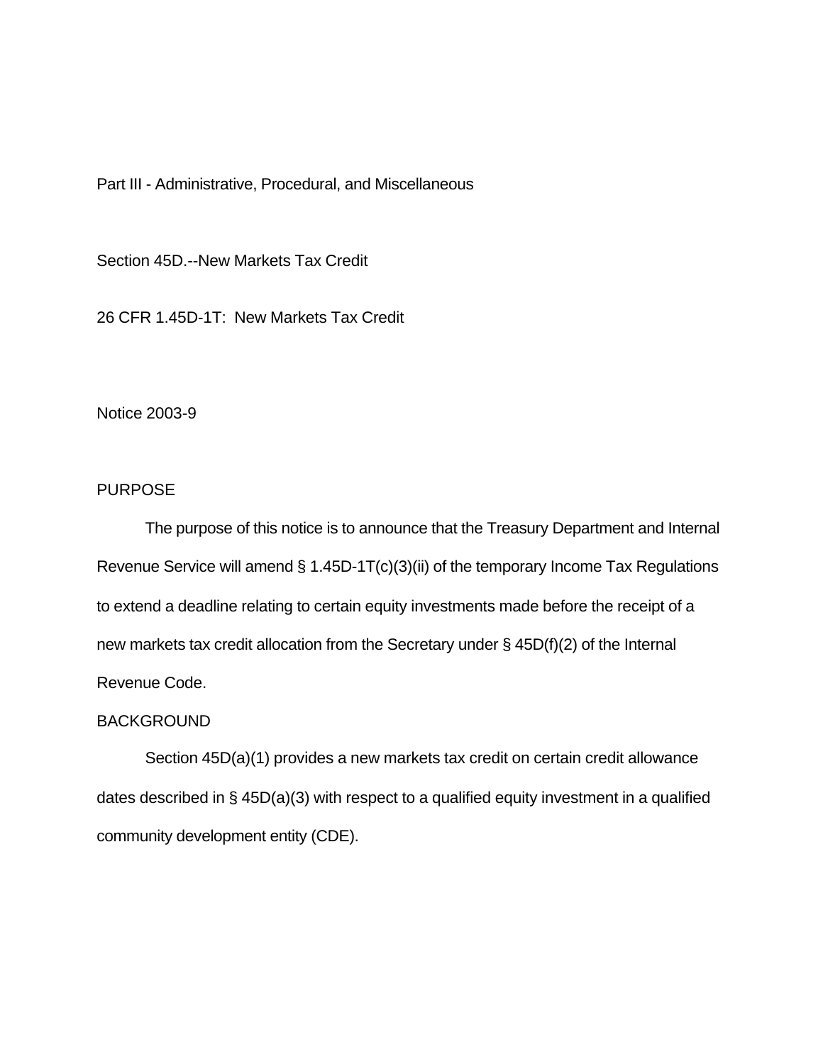Part III - Administrative, Procedural, and Miscellaneous

Section 45D.--New Markets Tax Credit

26 CFR 1.45D-1T: New Markets Tax Credit

Notice 2003-9

## PURPOSE

The purpose of this notice is to announce that the Treasury Department and Internal Revenue Service will amend § 1.45D-1T(c)(3)(ii) of the temporary Income Tax Regulations to extend a deadline relating to certain equity investments made before the receipt of a new markets tax credit allocation from the Secretary under § 45D(f)(2) of the Internal Revenue Code.

## BACKGROUND

Section 45D(a)(1) provides a new markets tax credit on certain credit allowance dates described in § 45D(a)(3) with respect to a qualified equity investment in a qualified community development entity (CDE).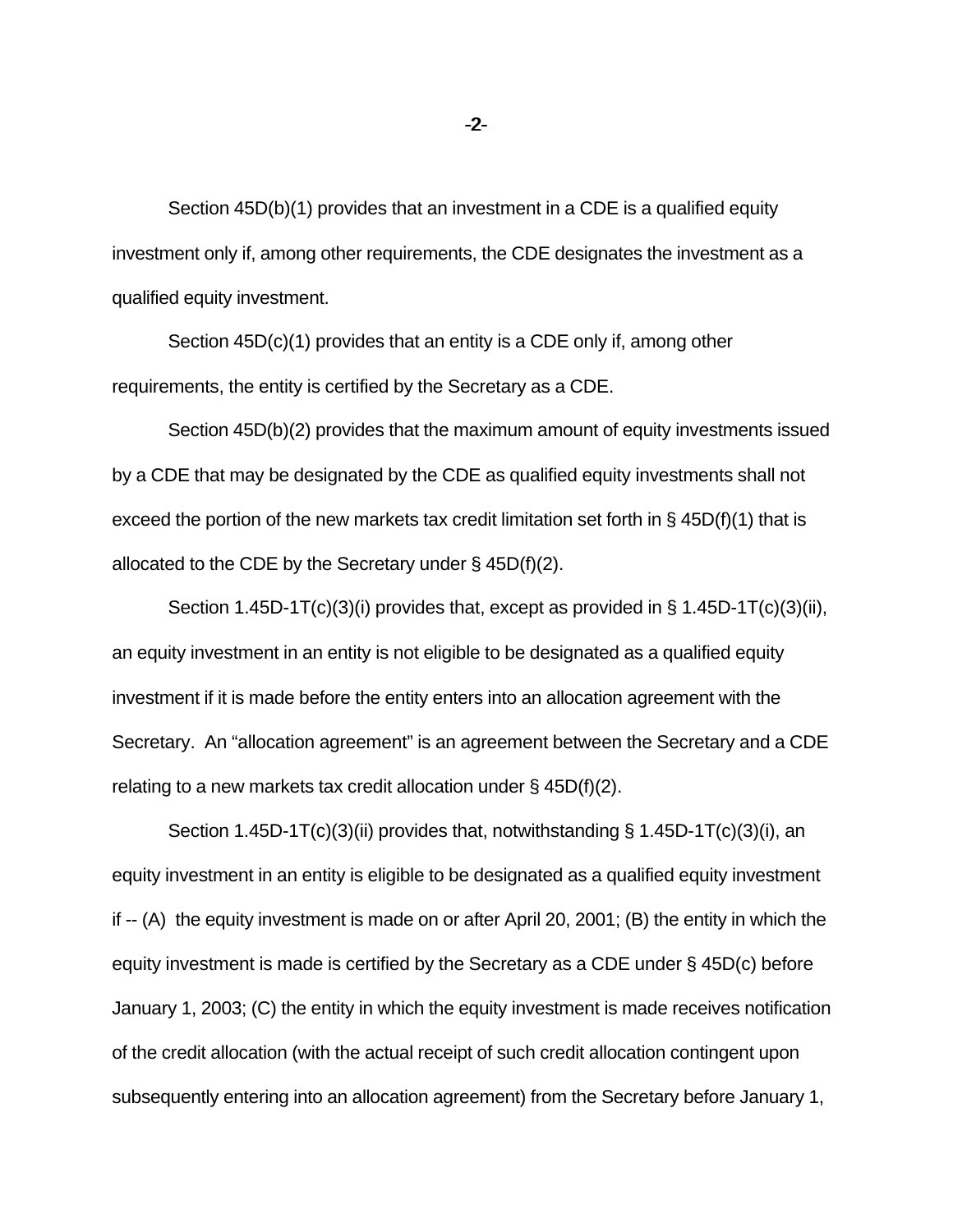Section 45D(b)(1) provides that an investment in a CDE is a qualified equity investment only if, among other requirements, the CDE designates the investment as a qualified equity investment.

Section 45D(c)(1) provides that an entity is a CDE only if, among other requirements, the entity is certified by the Secretary as a CDE.

Section 45D(b)(2) provides that the maximum amount of equity investments issued by a CDE that may be designated by the CDE as qualified equity investments shall not exceed the portion of the new markets tax credit limitation set forth in § 45D(f)(1) that is allocated to the CDE by the Secretary under § 45D(f)(2).

Section 1.45D-1T(c)(3)(i) provides that, except as provided in § 1.45D-1T(c)(3)(ii), an equity investment in an entity is not eligible to be designated as a qualified equity investment if it is made before the entity enters into an allocation agreement with the Secretary. An "allocation agreement" is an agreement between the Secretary and a CDE relating to a new markets tax credit allocation under § 45D(f)(2).

Section 1.45D-1T(c)(3)(ii) provides that, notwithstanding § 1.45D-1T(c)(3)(i), an equity investment in an entity is eligible to be designated as a qualified equity investment if -- (A) the equity investment is made on or after April 20, 2001; (B) the entity in which the equity investment is made is certified by the Secretary as a CDE under § 45D(c) before January 1, 2003; (C) the entity in which the equity investment is made receives notification of the credit allocation (with the actual receipt of such credit allocation contingent upon subsequently entering into an allocation agreement) from the Secretary before January 1,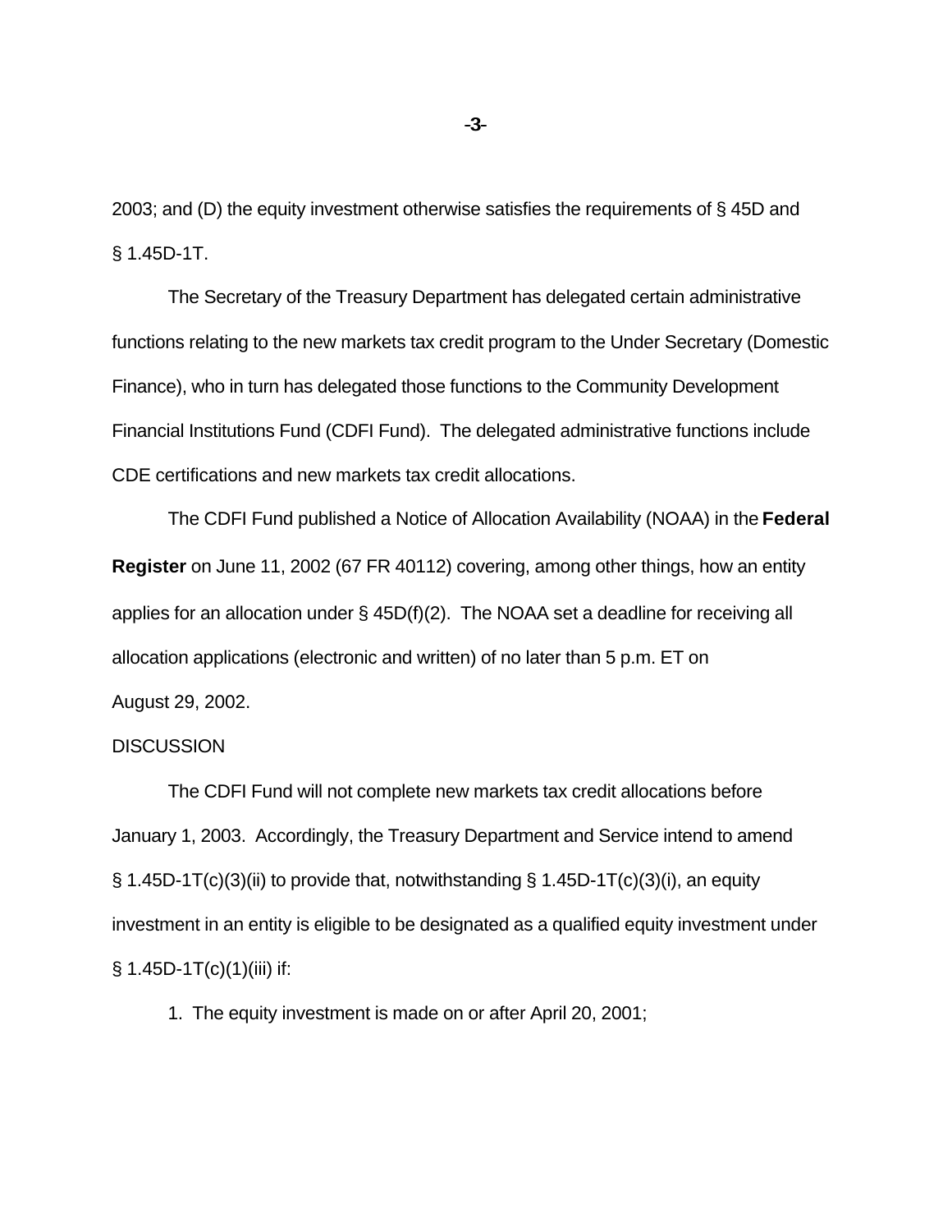2003; and (D) the equity investment otherwise satisfies the requirements of § 45D and § 1.45D-1T.

The Secretary of the Treasury Department has delegated certain administrative functions relating to the new markets tax credit program to the Under Secretary (Domestic Finance), who in turn has delegated those functions to the Community Development Financial Institutions Fund (CDFI Fund). The delegated administrative functions include CDE certifications and new markets tax credit allocations.

The CDFI Fund published a Notice of Allocation Availability (NOAA) in the **Federal Register** on June 11, 2002 (67 FR 40112) covering, among other things, how an entity applies for an allocation under § 45D(f)(2). The NOAA set a deadline for receiving all allocation applications (electronic and written) of no later than 5 p.m. ET on August 29, 2002.

DISCUSSION

The CDFI Fund will not complete new markets tax credit allocations before January 1, 2003. Accordingly, the Treasury Department and Service intend to amend § 1.45D-1T(c)(3)(ii) to provide that, notwithstanding § 1.45D-1T(c)(3)(i), an equity investment in an entity is eligible to be designated as a qualified equity investment under § 1.45D-1T(c)(1)(iii) if:

1. The equity investment is made on or after April 20, 2001;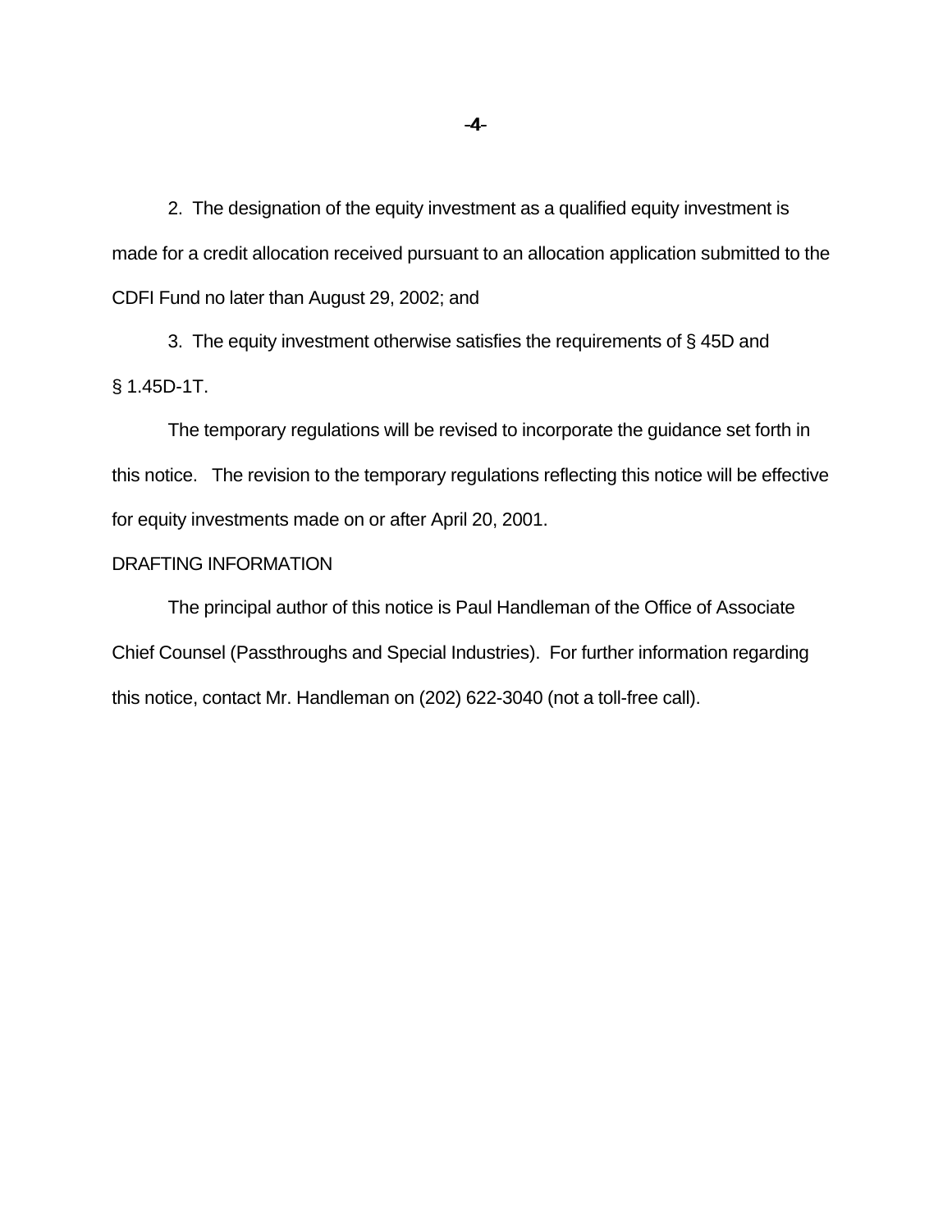2. The designation of the equity investment as a qualified equity investment is made for a credit allocation received pursuant to an allocation application submitted to the CDFI Fund no later than August 29, 2002; and

3. The equity investment otherwise satisfies the requirements of § 45D and § 1.45D-1T.

The temporary regulations will be revised to incorporate the guidance set forth in this notice. The revision to the temporary regulations reflecting this notice will be effective for equity investments made on or after April 20, 2001.

DRAFTING INFORMATION

The principal author of this notice is Paul Handleman of the Office of Associate Chief Counsel (Passthroughs and Special Industries). For further information regarding this notice, contact Mr. Handleman on (202) 622-3040 (not a toll-free call).